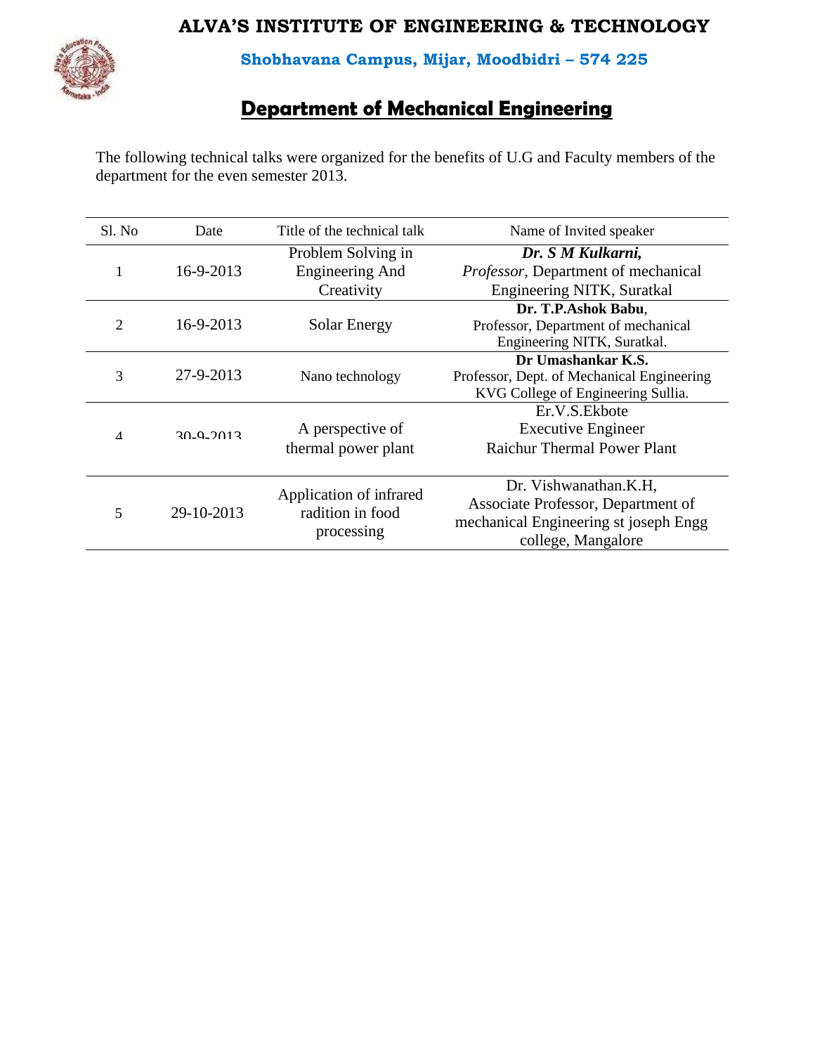# ALVA'S INSTITUTE OF ENGINEERING & TECHNOLOGY

**Shobhavana Campus, Mijar, Moodbidri – 574 225**

## Department of Mechanical Engineering

The following technical talks were organized for the benefits of U.G and Faculty members of the department for the even semester 2013.

| Sl. No | Date | Title of the technical talk | Name of Invited speaker |
|---|---|---|---|
| 1 | 16-9-2013 | Problem Solving in Engineering And Creativity | ***Dr. S M Kulkarni,*** *Professor,* Department of mechanical Engineering NITK, Suratkal |
| 2 | 16-9-2013 | Solar Energy | **Dr. T.P.Ashok Babu**, Professor, Department of mechanical Engineering NITK, Suratkal. |
| 3 | 27-9-2013 | Nano technology | **Dr Umashankar K.S.** Professor, Dept. of Mechanical Engineering KVG College of Engineering Sullia. |
| 4 | 30-9-2013 | A perspective of thermal power plant | Er.V.S.Ekbote Executive Engineer Raichur Thermal Power Plant |
| 5 | 29-10-2013 | Application of infrared radition in food processing | Dr. Vishwanathan.K.H, Associate Professor, Department of mechanical Engineering st joseph Engg college, Mangalore |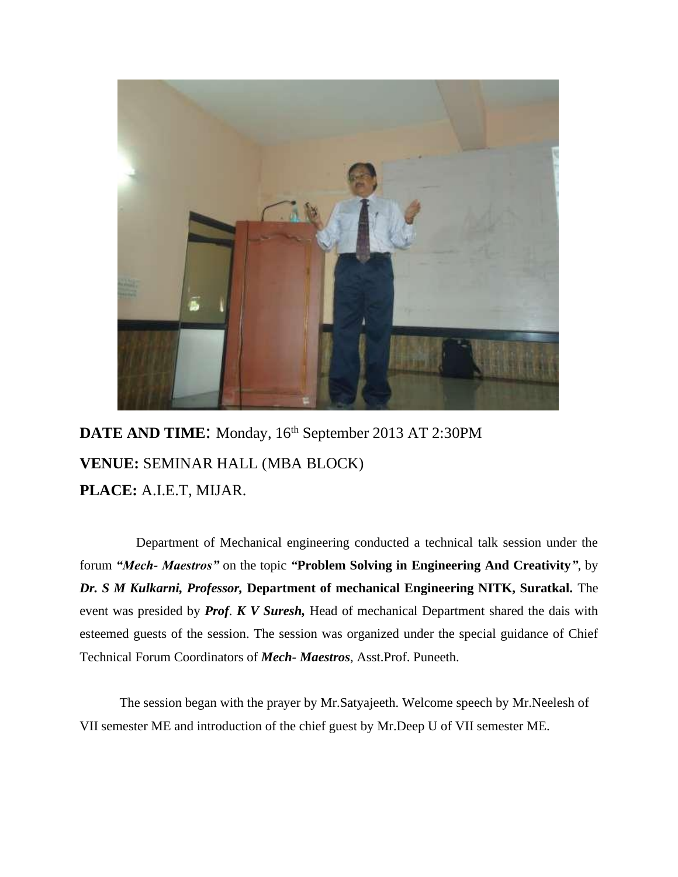**DATE AND TIME**: Monday, 16th September 2013 AT 2:30PM

**VENUE:** SEMINAR HALL (MBA BLOCK)

**PLACE:** A.I.E.T, MIJAR.

Department of Mechanical engineering conducted a technical talk session under the forum ***"Mech- Maestros"*** on the topic ***"*Problem Solving in Engineering And Creativity*"***, by ***Dr. S M Kulkarni, Professor,*** **Department of mechanical Engineering NITK, Suratkal.** The event was presided by ***Prof***. ***K V Suresh,*** Head of mechanical Department shared the dais with esteemed guests of the session. The session was organized under the special guidance of Chief Technical Forum Coordinators of ***Mech- Maestros***, Asst.Prof. Puneeth.

The session began with the prayer by Mr.Satyajeeth. Welcome speech by Mr.Neelesh of VII semester ME and introduction of the chief guest by Mr.Deep U of VII semester ME.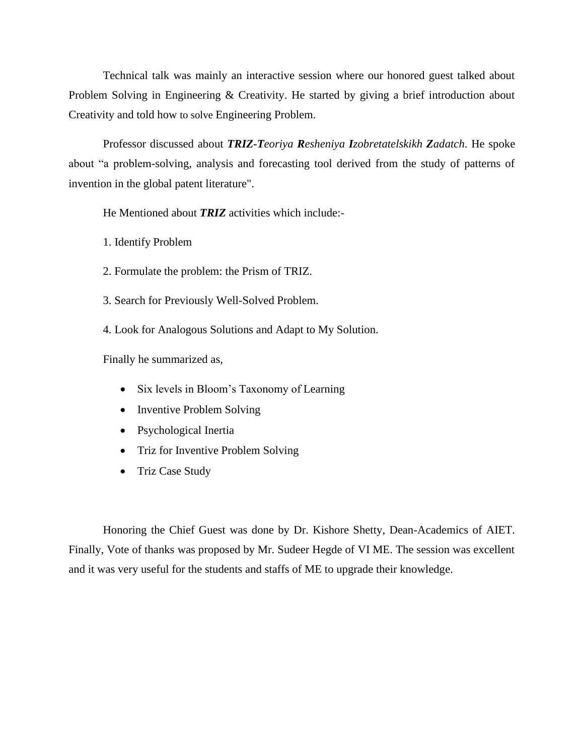Technical talk was mainly an interactive session where our honored guest talked about Problem Solving in Engineering & Creativity. He started by giving a brief introduction about Creativity and told how to solve Engineering Problem.

Professor discussed about ***TRIZ-T****eoriya* ***R****esheniya* ***I****zobretatelskikh* ***Z****adatch*. He spoke about "a problem-solving, analysis and forecasting tool derived from the study of patterns of invention in the global patent literature".

He Mentioned about ***TRIZ*** activities which include:-

1. Identify Problem

2. Formulate the problem: the Prism of TRIZ.

3. Search for Previously Well-Solved Problem.

4. Look for Analogous Solutions and Adapt to My Solution.

Finally he summarized as,

- Six levels in Bloom's Taxonomy of Learning
- Inventive Problem Solving
- Psychological Inertia
- Triz for Inventive Problem Solving
- Triz Case Study

Honoring the Chief Guest was done by Dr. Kishore Shetty, Dean-Academics of AIET. Finally, Vote of thanks was proposed by Mr. Sudeer Hegde of VI ME. The session was excellent and it was very useful for the students and staffs of ME to upgrade their knowledge.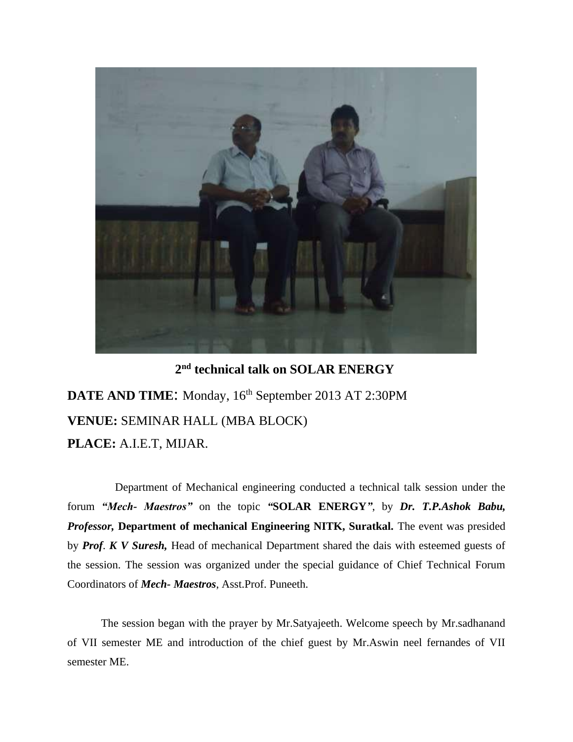**2nd technical talk on SOLAR ENERGY**

**DATE AND TIME:** Monday, 16th September 2013 AT 2:30PM

**VENUE:** SEMINAR HALL (MBA BLOCK)

**PLACE:** A.I.E.T, MIJAR.

Department of Mechanical engineering conducted a technical talk session under the forum ***"Mech- Maestros"*** on the topic ***"SOLAR ENERGY"***, by ***Dr. T.P.Ashok Babu, Professor,*** **Department of mechanical Engineering NITK, Suratkal.** The event was presided by ***Prof. K V Suresh,*** Head of mechanical Department shared the dais with esteemed guests of the session. The session was organized under the special guidance of Chief Technical Forum Coordinators of ***Mech- Maestros***, Asst.Prof. Puneeth.

The session began with the prayer by Mr.Satyajeeth. Welcome speech by Mr.sadhanand of VII semester ME and introduction of the chief guest by Mr.Aswin neel fernandes of VII semester ME.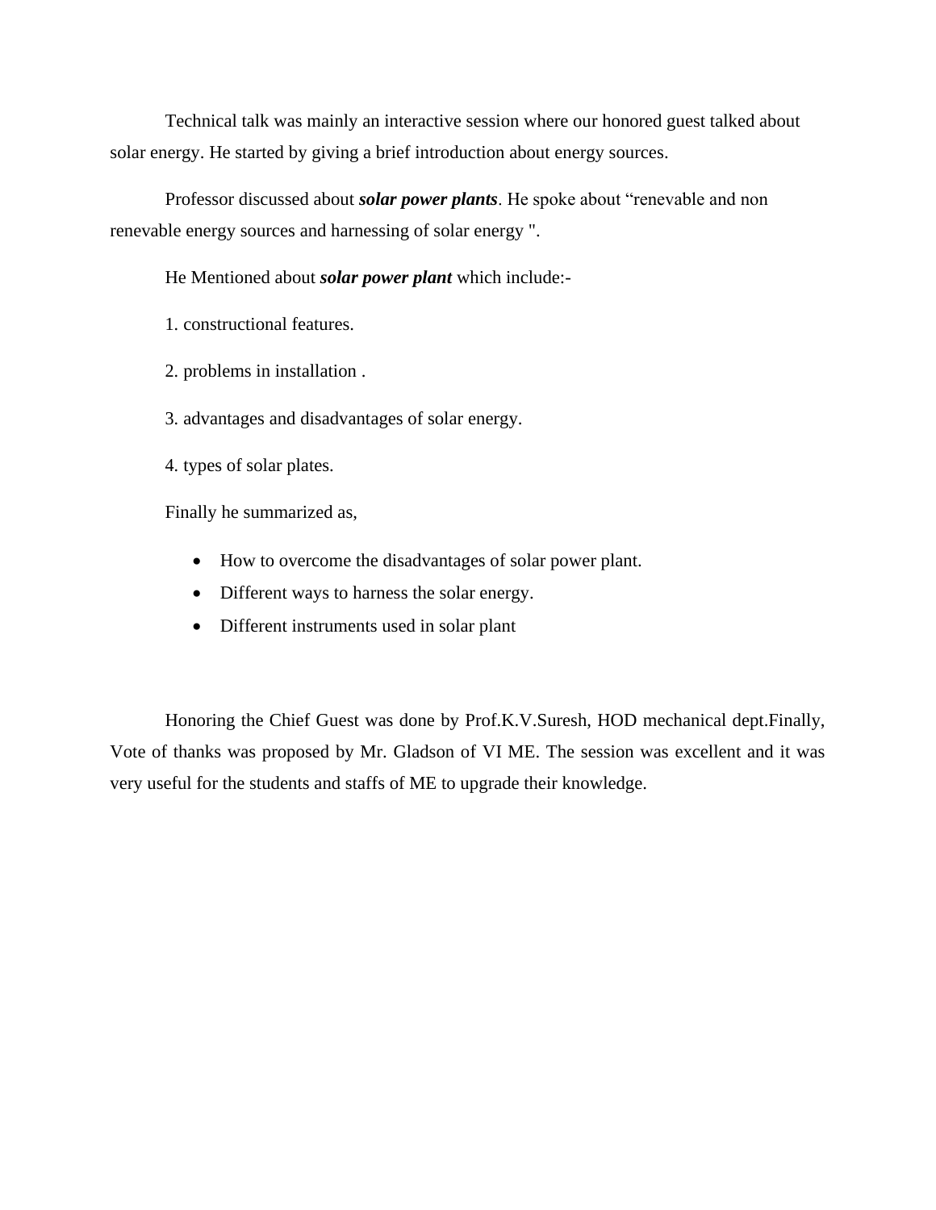Technical talk was mainly an interactive session where our honored guest talked about solar energy. He started by giving a brief introduction about energy sources.

Professor discussed about ***solar power plants***. He spoke about "renewable and non renewable energy sources and harnessing of solar energy ".

He Mentioned about ***solar power plant*** which include:-

1. constructional features.

2. problems in installation .

3. advantages and disadvantages of solar energy.

4. types of solar plates.

Finally he summarized as,

- How to overcome the disadvantages of solar power plant.
- Different ways to harness the solar energy.
- Different instruments used in solar plant

Honoring the Chief Guest was done by Prof.K.V.Suresh, HOD mechanical dept.Finally, Vote of thanks was proposed by Mr. Gladson of VI ME. The session was excellent and it was very useful for the students and staffs of ME to upgrade their knowledge.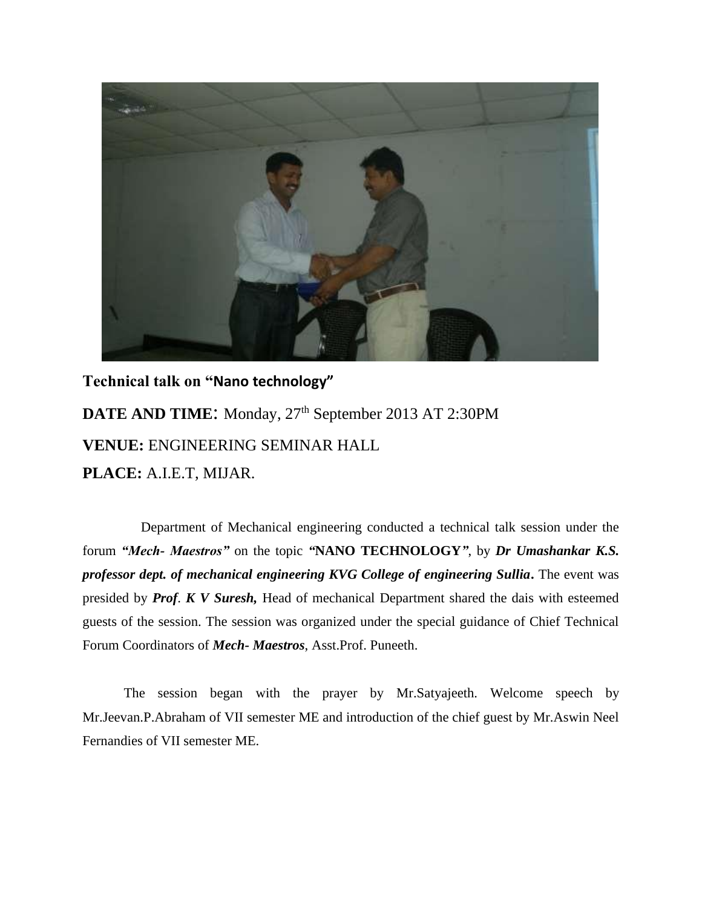**Technical talk on "Nano technology"**

**DATE AND TIME**: Monday, 27th September 2013 AT 2:30PM

**VENUE:** ENGINEERING SEMINAR HALL

**PLACE:** A.I.E.T, MIJAR.

Department of Mechanical engineering conducted a technical talk session under the forum ***"Mech- Maestros"*** on the topic **"NANO TECHNOLOGY"**, by ***Dr Umashankar K.S. professor dept. of mechanical engineering KVG College of engineering Sullia***. The event was presided by ***Prof. K V Suresh,*** Head of mechanical Department shared the dais with esteemed guests of the session. The session was organized under the special guidance of Chief Technical Forum Coordinators of ***Mech- Maestros***, Asst.Prof. Puneeth.

The session began with the prayer by Mr.Satyajeeth. Welcome speech by Mr.Jeevan.P.Abraham of VII semester ME and introduction of the chief guest by Mr.Aswin Neel Fernandies of VII semester ME.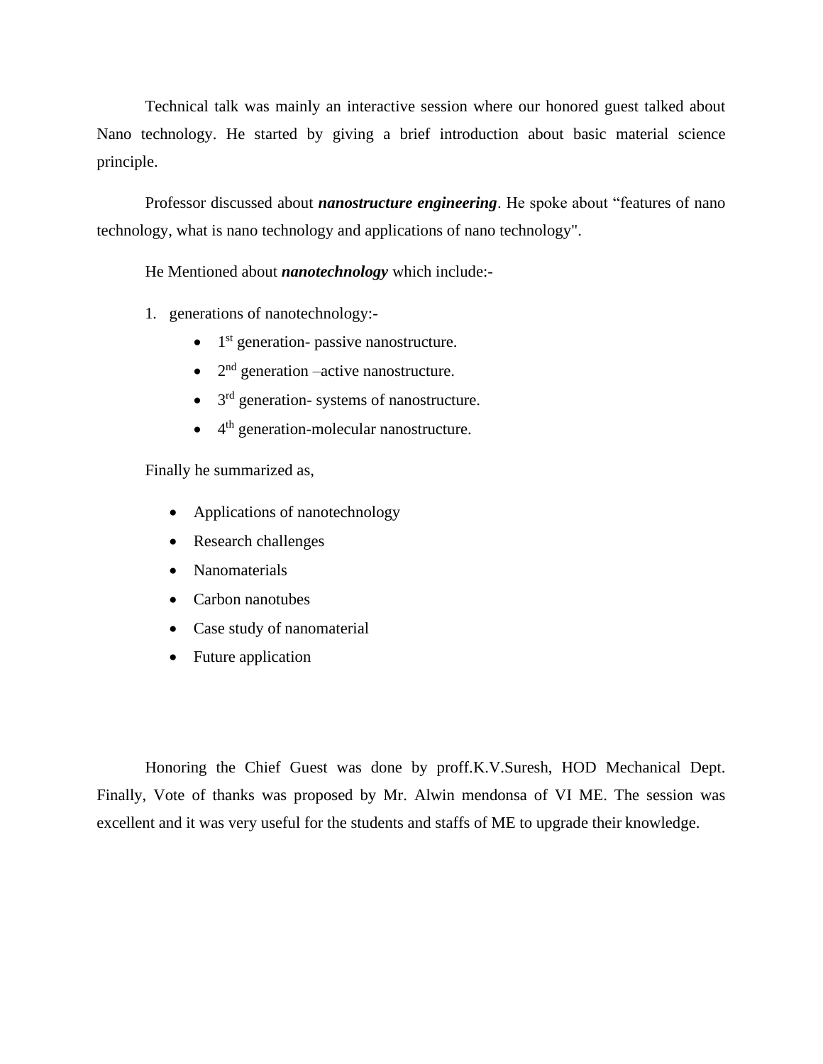Technical talk was mainly an interactive session where our honored guest talked about Nano technology. He started by giving a brief introduction about basic material science principle.

Professor discussed about ***nanostructure engineering***. He spoke about “features of nano technology, what is nano technology and applications of nano technology".

He Mentioned about ***nanotechnology*** which include:-

1. generations of nanotechnology:-
    - 1st generation- passive nanostructure.
    - 2nd generation –active nanostructure.
    - 3rd generation- systems of nanostructure.
    - 4th generation-molecular nanostructure.

Finally he summarized as,

- Applications of nanotechnology
- Research challenges
- Nanomaterials
- Carbon nanotubes
- Case study of nanomaterial
- Future application

Honoring the Chief Guest was done by proff.K.V.Suresh, HOD Mechanical Dept. Finally, Vote of thanks was proposed by Mr. Alwin mendonsa of VI ME. The session was excellent and it was very useful for the students and staffs of ME to upgrade their knowledge.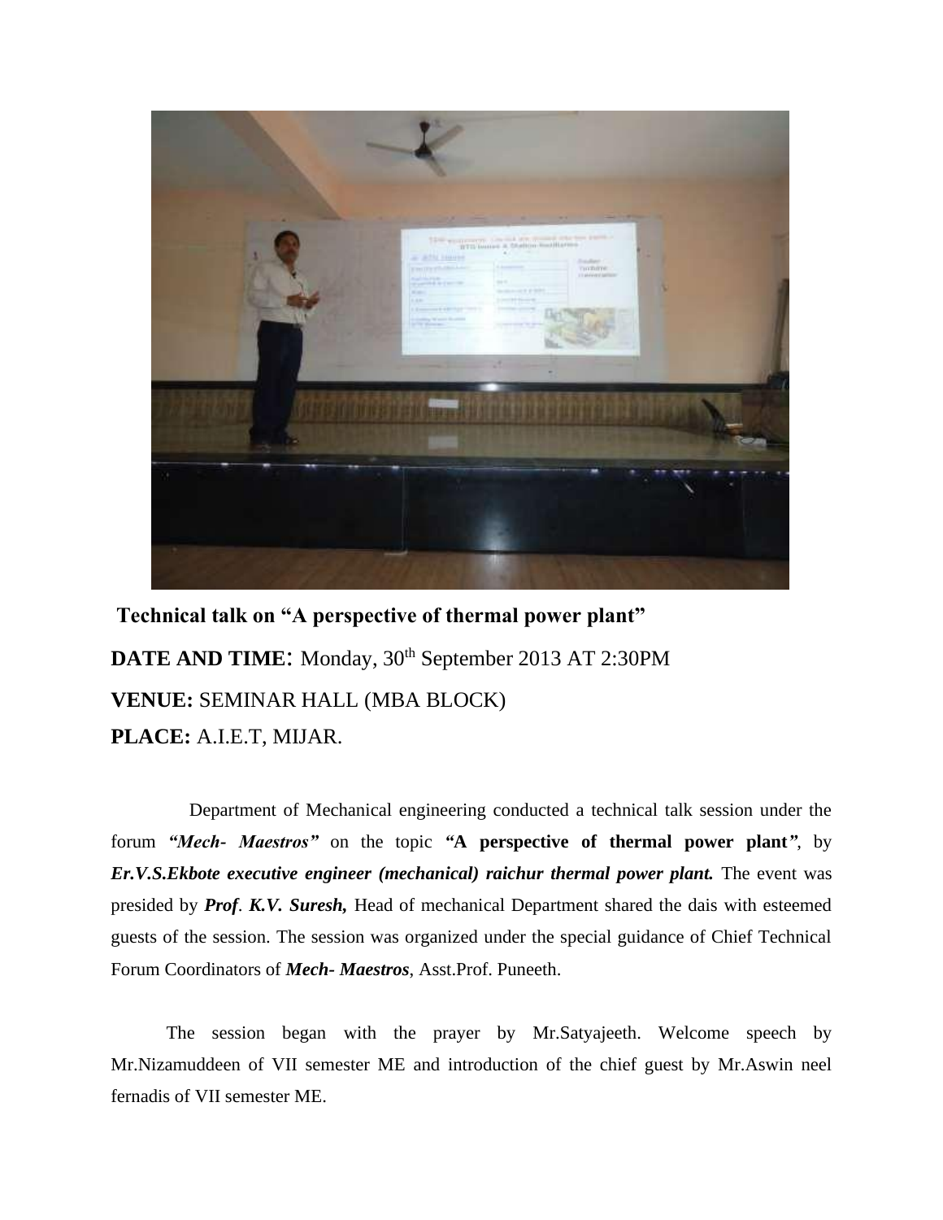**Technical talk on "A perspective of thermal power plant"**

**DATE AND TIME**: Monday, 30th September 2013 AT 2:30PM

**VENUE:** SEMINAR HALL (MBA BLOCK)

**PLACE:** A.I.E.T, MIJAR.

Department of Mechanical engineering conducted a technical talk session under the forum ***"Mech- Maestros"*** on the topic **"A perspective of thermal power plant"**, by ***Er.V.S.Ekbote executive engineer (mechanical) raichur thermal power plant.*** The event was presided by ***Prof. K.V. Suresh,*** Head of mechanical Department shared the dais with esteemed guests of the session. The session was organized under the special guidance of Chief Technical Forum Coordinators of ***Mech- Maestros***, Asst.Prof. Puneeth.

The session began with the prayer by Mr.Satyajeeth. Welcome speech by Mr.Nizamuddeen of VII semester ME and introduction of the chief guest by Mr.Aswin neel fernadis of VII semester ME.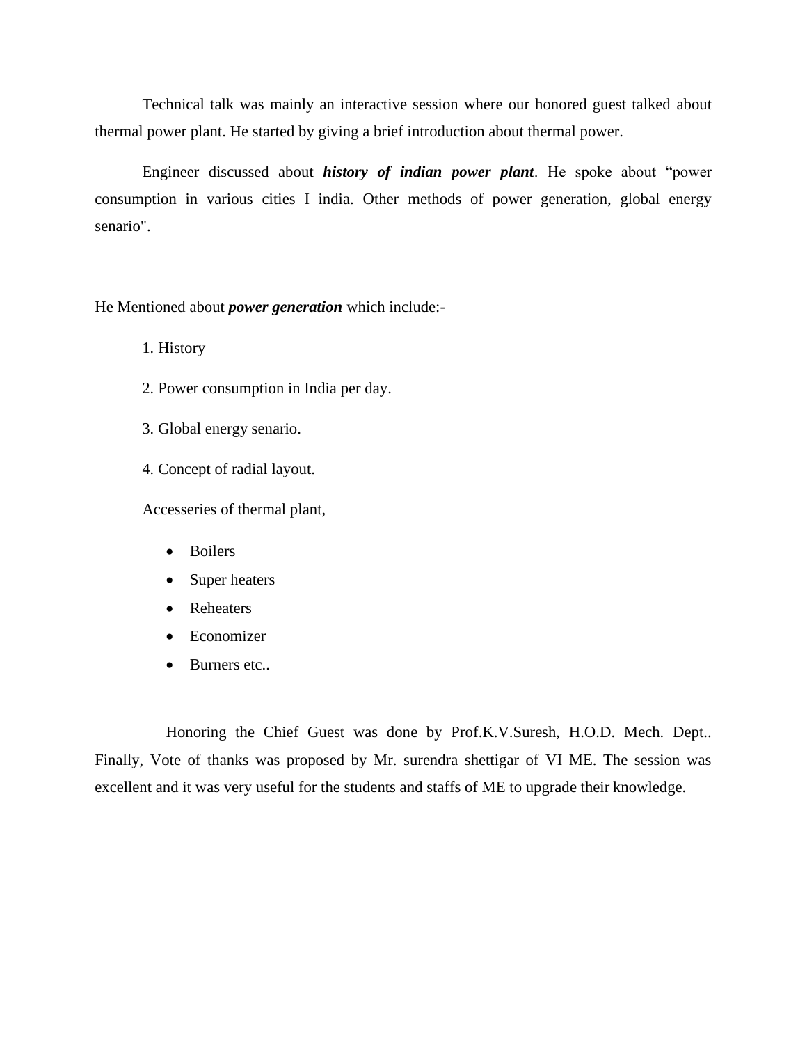Technical talk was mainly an interactive session where our honored guest talked about thermal power plant. He started by giving a brief introduction about thermal power.

Engineer discussed about ***history of indian power plant***. He spoke about "power consumption in various cities I india. Other methods of power generation, global energy senario".

He Mentioned about ***power generation*** which include:-

1. History
2. Power consumption in India per day.
3. Global energy senario.
4. Concept of radial layout.

Accesseries of thermal plant,

- Boilers
- Super heaters
- Reheaters
- Economizer
- Burners etc..

Honoring the Chief Guest was done by Prof.K.V.Suresh, H.O.D. Mech. Dept.. Finally, Vote of thanks was proposed by Mr. surendra shettigar of VI ME. The session was excellent and it was very useful for the students and staffs of ME to upgrade their knowledge.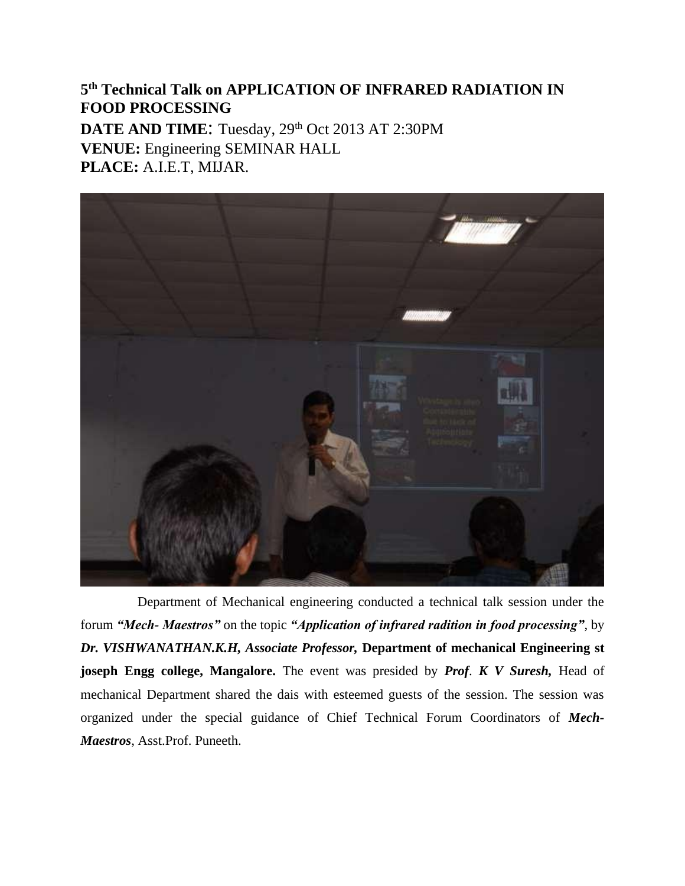**5th Technical Talk on APPLICATION OF INFRARED RADIATION IN FOOD PROCESSING**

**DATE AND TIME**: Tuesday, 29th Oct 2013 AT 2:30PM

**VENUE:** Engineering SEMINAR HALL

**PLACE:** A.I.E.T, MIJAR.

Department of Mechanical engineering conducted a technical talk session under the forum ***"Mech- Maestros"*** on the topic ***"Application of infrared radition in food processing"***, by ***Dr. VISHWANATHAN.K.H, Associate Professor,*** **Department of mechanical Engineering st joseph Engg college, Mangalore.** The event was presided by ***Prof***. ***K V Suresh,*** Head of mechanical Department shared the dais with esteemed guests of the session. The session was organized under the special guidance of Chief Technical Forum Coordinators of ***Mech-Maestros***, Asst.Prof. Puneeth.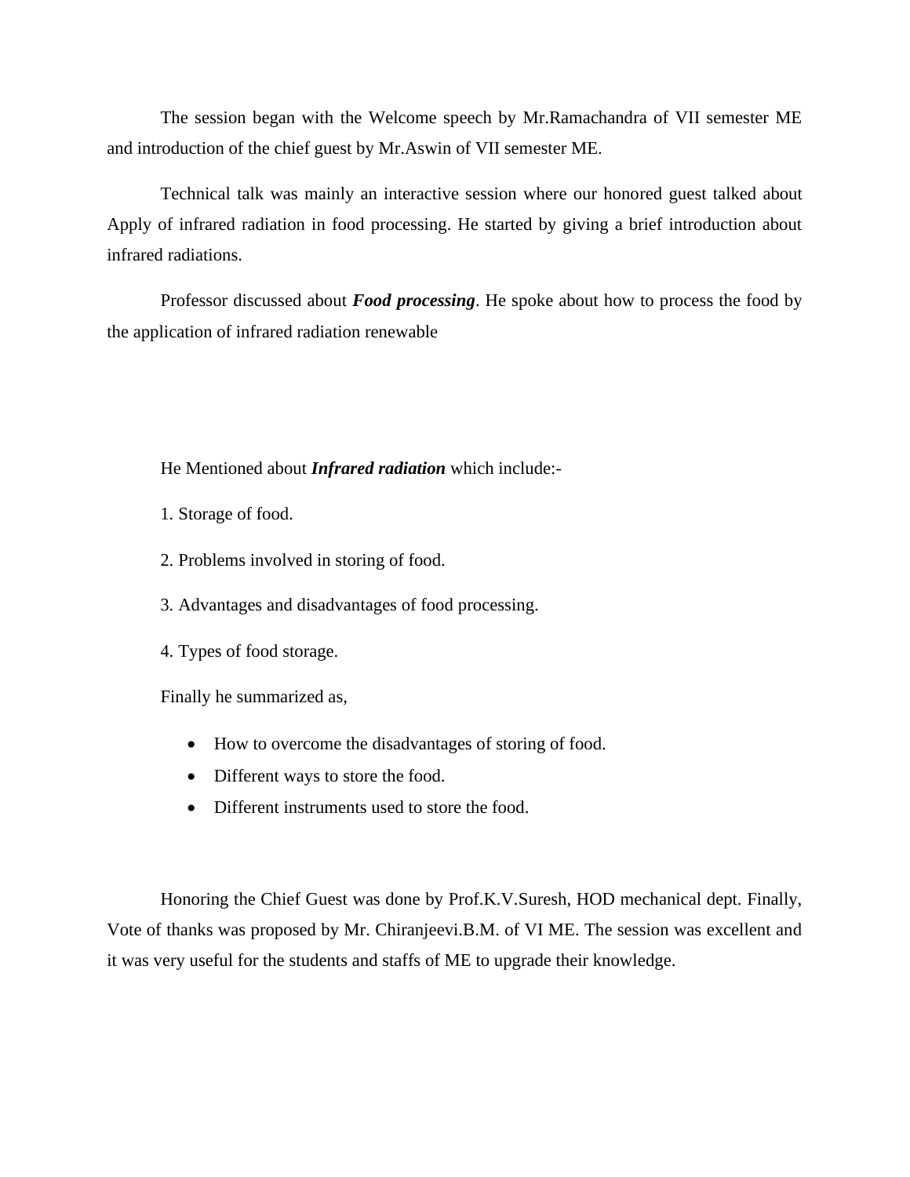The session began with the Welcome speech by Mr.Ramachandra of VII semester ME and introduction of the chief guest by Mr.Aswin of VII semester ME.

Technical talk was mainly an interactive session where our honored guest talked about Apply of infrared radiation in food processing. He started by giving a brief introduction about infrared radiations.

Professor discussed about ***Food processing***. He spoke about how to process the food by the application of infrared radiation renewable

He Mentioned about ***Infrared radiation*** which include:-

1. Storage of food.
2. Problems involved in storing of food.
3. Advantages and disadvantages of food processing.
4. Types of food storage.

Finally he summarized as,

- How to overcome the disadvantages of storing of food.
- Different ways to store the food.
- Different instruments used to store the food.

Honoring the Chief Guest was done by Prof.K.V.Suresh, HOD mechanical dept. Finally, Vote of thanks was proposed by Mr. Chiranjeevi.B.M. of VI ME. The session was excellent and it was very useful for the students and staffs of ME to upgrade their knowledge.